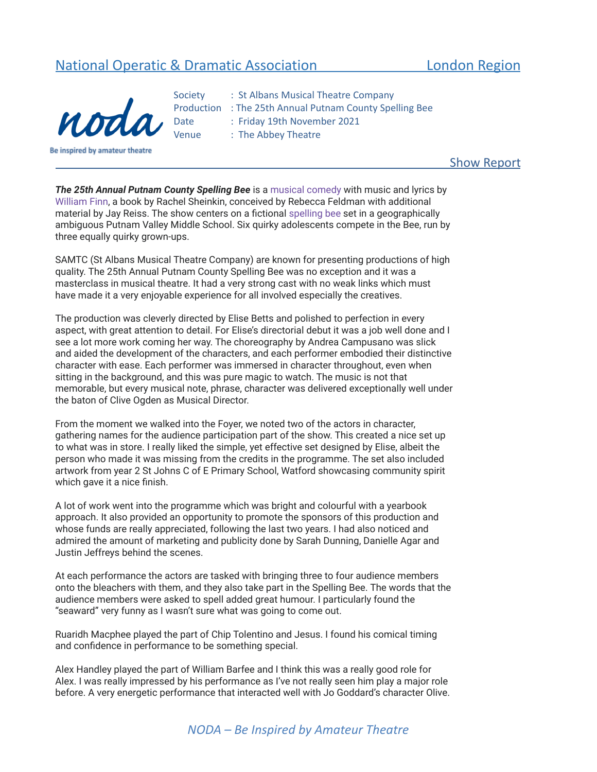National Operatic & Dramatic Association — London Region

noda

Be inspired by amateur theatre

Society : St Albans Musical Theatre Company
Production : The 25th Annual Putnam County Spelling Bee
Date : Friday 19th November 2021
Venue : The Abbey Theatre

## Show Report

***The 25th Annual Putnam County Spelling Bee*** is a musical comedy with music and lyrics by William Finn, a book by Rachel Sheinkin, conceived by Rebecca Feldman with additional material by Jay Reiss. The show centers on a fictional spelling bee set in a geographically ambiguous Putnam Valley Middle School. Six quirky adolescents compete in the Bee, run by three equally quirky grown-ups.

SAMTC (St Albans Musical Theatre Company) are known for presenting productions of high quality. The 25th Annual Putnam County Spelling Bee was no exception and it was a masterclass in musical theatre. It had a very strong cast with no weak links which must have made it a very enjoyable experience for all involved especially the creatives.

The production was cleverly directed by Elise Betts and polished to perfection in every aspect, with great attention to detail. For Elise's directorial debut it was a job well done and I see a lot more work coming her way. The choreography by Andrea Campusano was slick and aided the development of the characters, and each performer embodied their distinctive character with ease. Each performer was immersed in character throughout, even when sitting in the background, and this was pure magic to watch. The music is not that memorable, but every musical note, phrase, character was delivered exceptionally well under the baton of Clive Ogden as Musical Director.

From the moment we walked into the Foyer, we noted two of the actors in character, gathering names for the audience participation part of the show. This created a nice set up to what was in store. I really liked the simple, yet effective set designed by Elise, albeit the person who made it was missing from the credits in the programme. The set also included artwork from year 2 St Johns C of E Primary School, Watford showcasing community spirit which gave it a nice finish.

A lot of work went into the programme which was bright and colourful with a yearbook approach. It also provided an opportunity to promote the sponsors of this production and whose funds are really appreciated, following the last two years. I had also noticed and admired the amount of marketing and publicity done by Sarah Dunning, Danielle Agar and Justin Jeffreys behind the scenes.

At each performance the actors are tasked with bringing three to four audience members onto the bleachers with them, and they also take part in the Spelling Bee. The words that the audience members were asked to spell added great humour. I particularly found the "seaward" very funny as I wasn't sure what was going to come out.

Ruaridh Macphee played the part of Chip Tolentino and Jesus. I found his comical timing and confidence in performance to be something special.

Alex Handley played the part of William Barfee and I think this was a really good role for Alex. I was really impressed by his performance as I've not really seen him play a major role before. A very energetic performance that interacted well with Jo Goddard's character Olive.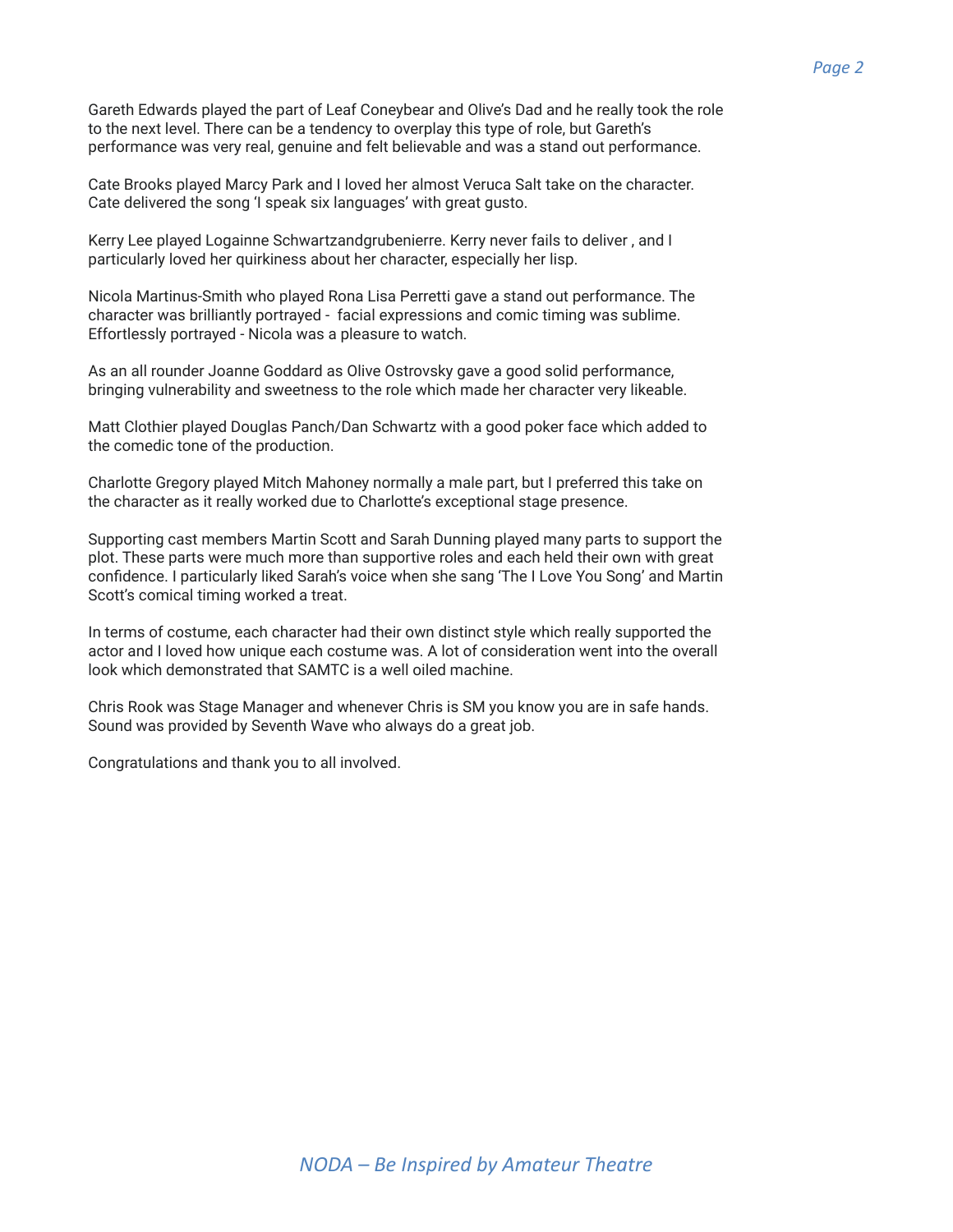Gareth Edwards played the part of Leaf Coneybear and Olive's Dad and he really took the role to the next level. There can be a tendency to overplay this type of role, but Gareth's performance was very real, genuine and felt believable and was a stand out performance.

Cate Brooks played Marcy Park and I loved her almost Veruca Salt take on the character. Cate delivered the song 'I speak six languages' with great gusto.

Kerry Lee played Logainne Schwartzandgrubenierre. Kerry never fails to deliver , and I particularly loved her quirkiness about her character, especially her lisp.

Nicola Martinus-Smith who played Rona Lisa Perretti gave a stand out performance. The character was brilliantly portrayed - facial expressions and comic timing was sublime. Effortlessly portrayed - Nicola was a pleasure to watch.

As an all rounder Joanne Goddard as Olive Ostrovsky gave a good solid performance, bringing vulnerability and sweetness to the role which made her character very likeable.

Matt Clothier played Douglas Panch/Dan Schwartz with a good poker face which added to the comedic tone of the production.

Charlotte Gregory played Mitch Mahoney normally a male part, but I preferred this take on the character as it really worked due to Charlotte's exceptional stage presence.

Supporting cast members Martin Scott and Sarah Dunning played many parts to support the plot. These parts were much more than supportive roles and each held their own with great confidence. I particularly liked Sarah's voice when she sang 'The I Love You Song' and Martin Scott's comical timing worked a treat.

In terms of costume, each character had their own distinct style which really supported the actor and I loved how unique each costume was. A lot of consideration went into the overall look which demonstrated that SAMTC is a well oiled machine.

Chris Rook was Stage Manager and whenever Chris is SM you know you are in safe hands. Sound was provided by Seventh Wave who always do a great job.

Congratulations and thank you to all involved.